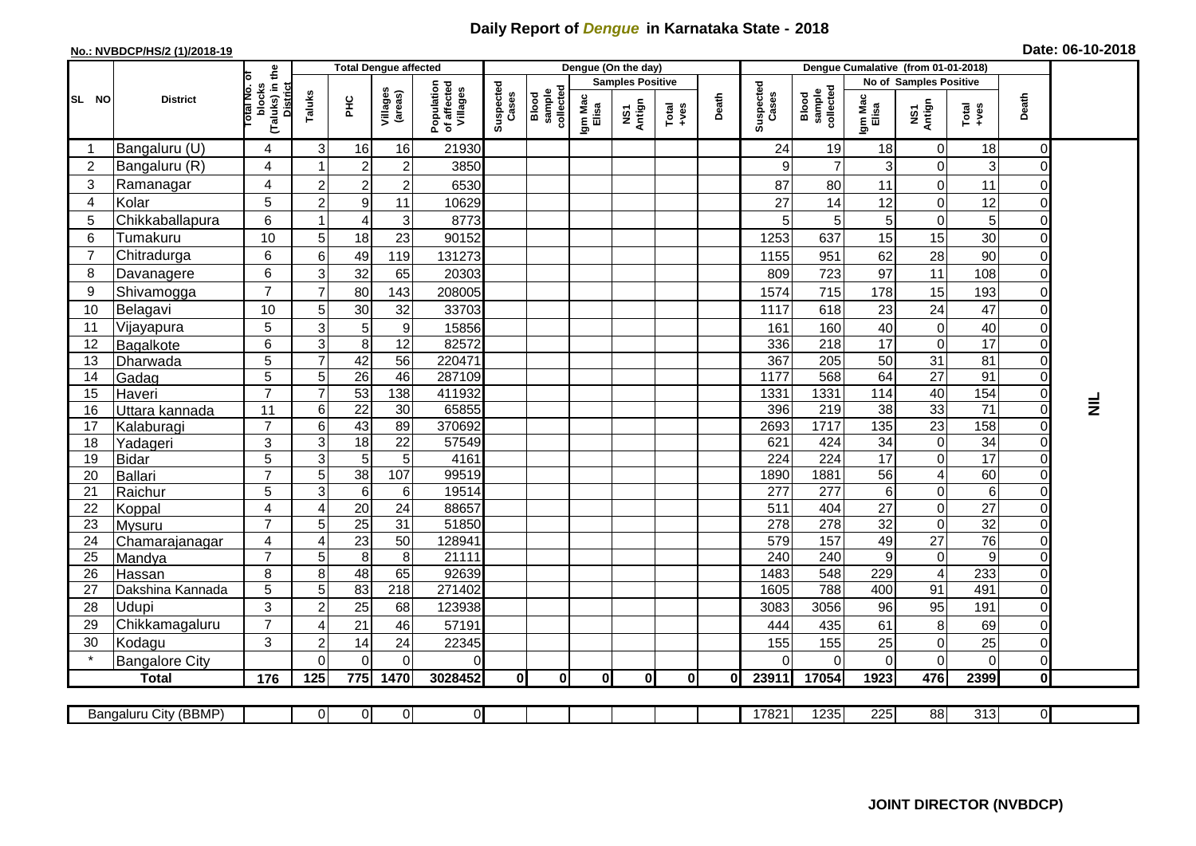# Daily Report of *Dengue* in Karnataka State - 2018

**No.: NVBDCP/HS/2 (1)/2018-19**

**Date: 06-10-2018**

| SL NO | District | Total No. of blocks (Taluks) in the District | Total Dengue affected | | | | Dengue (On the day) | | | | | | | Dengue Cumalative (from 01-01-2018) | | | | | | | |
|---|---|---|---|---|---|---|---|---|---|---|---|---|---|---|---|---|---|---|---|---|
| | | | Taluks | PHC | Villages (areas) | Population of affected Villages | Suspected Cases | Blood sample collected | Samples Positive | | | Death | Suspected Cases | Blood sample collected | No of Samples Positive | | | Death | |
| | | | | | | | | | Igm Mac Elisa | NS1 Antign | Total +ves | | | | Igm Mac Elisa | NS1 Antign | Total +ves | | |
| 1 | Bangaluru (U) | 4 | 3 | 16 | 16 | 21930 | | | | | | | 24 | 19 | 18 | 0 | 18 | 0 | NIL |
| 2 | Bangaluru (R) | 4 | 1 | 2 | 2 | 3850 | | | | | | | 9 | 7 | 3 | 0 | 3 | 0 | |
| 3 | Ramanagar | 4 | 2 | 2 | 2 | 6530 | | | | | | | 87 | 80 | 11 | 0 | 11 | 0 | |
| 4 | Kolar | 5 | 2 | 9 | 11 | 10629 | | | | | | | 27 | 14 | 12 | 0 | 12 | 0 | |
| 5 | Chikkaballapura | 6 | 1 | 4 | 3 | 8773 | | | | | | | 5 | 5 | 5 | 0 | 5 | 0 | |
| 6 | Tumakuru | 10 | 5 | 18 | 23 | 90152 | | | | | | | 1253 | 637 | 15 | 15 | 30 | 0 | |
| 7 | Chitradurga | 6 | 6 | 49 | 119 | 131273 | | | | | | | 1155 | 951 | 62 | 28 | 90 | 0 | |
| 8 | Davanagere | 6 | 3 | 32 | 65 | 20303 | | | | | | | 809 | 723 | 97 | 11 | 108 | 0 | |
| 9 | Shivamogga | 7 | 7 | 80 | 143 | 208005 | | | | | | | 1574 | 715 | 178 | 15 | 193 | 0 | |
| 10 | Belagavi | 10 | 5 | 30 | 32 | 33703 | | | | | | | 1117 | 618 | 23 | 24 | 47 | 0 | |
| 11 | Vijayapura | 5 | 3 | 5 | 9 | 15856 | | | | | | | 161 | 160 | 40 | 0 | 40 | 0 | |
| 12 | Bagalkote | 6 | 3 | 8 | 12 | 82572 | | | | | | | 336 | 218 | 17 | 0 | 17 | 0 | |
| 13 | Dharwada | 5 | 7 | 42 | 56 | 220471 | | | | | | | 367 | 205 | 50 | 31 | 81 | 0 | |
| 14 | Gadag | 5 | 5 | 26 | 46 | 287109 | | | | | | | 1177 | 568 | 64 | 27 | 91 | 0 | |
| 15 | Haveri | 7 | 7 | 53 | 138 | 411932 | | | | | | | 1331 | 1331 | 114 | 40 | 154 | 0 | |
| 16 | Uttara kannada | 11 | 6 | 22 | 30 | 65855 | | | | | | | 396 | 219 | 38 | 33 | 71 | 0 | |
| 17 | Kalaburagi | 7 | 6 | 43 | 89 | 370692 | | | | | | | 2693 | 1717 | 135 | 23 | 158 | 0 | |
| 18 | Yadageri | 3 | 3 | 18 | 22 | 57549 | | | | | | | 621 | 424 | 34 | 0 | 34 | 0 | |
| 19 | Bidar | 5 | 3 | 5 | 5 | 4161 | | | | | | | 224 | 224 | 17 | 0 | 17 | 0 | |
| 20 | Ballari | 7 | 5 | 38 | 107 | 99519 | | | | | | | 1890 | 1881 | 56 | 4 | 60 | 0 | |
| 21 | Raichur | 5 | 3 | 6 | 6 | 19514 | | | | | | | 277 | 277 | 6 | 0 | 6 | 0 | |
| 22 | Koppal | 4 | 4 | 20 | 24 | 88657 | | | | | | | 511 | 404 | 27 | 0 | 27 | 0 | |
| 23 | Mysuru | 7 | 5 | 25 | 31 | 51850 | | | | | | | 278 | 278 | 32 | 0 | 32 | 0 | |
| 24 | Chamarajanagar | 4 | 4 | 23 | 50 | 128941 | | | | | | | 579 | 157 | 49 | 27 | 76 | 0 | |
| 25 | Mandya | 7 | 5 | 8 | 8 | 21111 | | | | | | | 240 | 240 | 9 | 0 | 9 | 0 | |
| 26 | Hassan | 8 | 8 | 48 | 65 | 92639 | | | | | | | 1483 | 548 | 229 | 4 | 233 | 0 | |
| 27 | Dakshina Kannada | 5 | 5 | 83 | 218 | 271402 | | | | | | | 1605 | 788 | 400 | 91 | 491 | 0 | |
| 28 | Udupi | 3 | 2 | 25 | 68 | 123938 | | | | | | | 3083 | 3056 | 96 | 95 | 191 | 0 | |
| 29 | Chikkamagaluru | 7 | 4 | 21 | 46 | 57191 | | | | | | | 444 | 435 | 61 | 8 | 69 | 0 | |
| 30 | Kodagu | 3 | 2 | 14 | 24 | 22345 | | | | | | | 155 | 155 | 25 | 0 | 25 | 0 | |
| * | Bangalore City | | 0 | 0 | 0 | 0 | | | | | | | 0 | 0 | 0 | 0 | 0 | 0 | |
| | **Total** | **176** | **125** | **775** | **1470** | **3028452** | **0** | **0** | **0** | **0** | **0** | **0** | **23911** | **17054** | **1923** | **476** | **2399** | **0** | |

| Bangaluru City (BBMP) | | 0 | 0 | 0 | 0 | | | | | | | 17821 | 1235 | 225 | 88 | 313 | 0 | |
|---|---|---|---|---|---|---|---|---|---|---|---|---|---|---|---|---|---|---|

**JOINT DIRECTOR (NVBDCP)**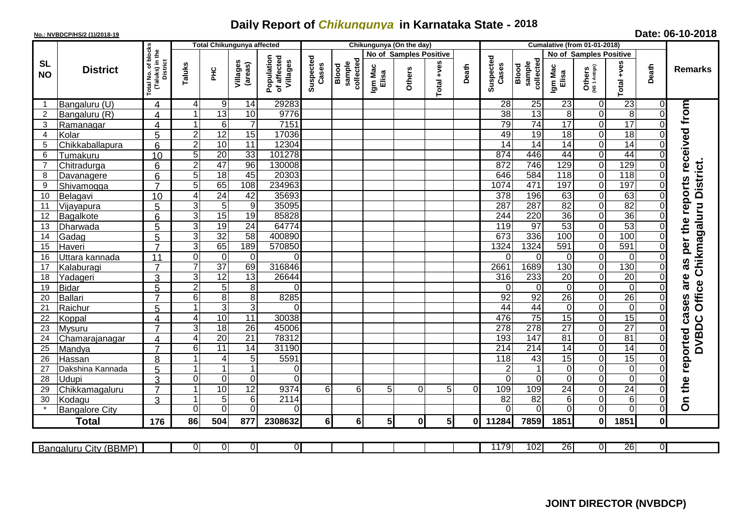# Daily Report of *Chikungunya* in Karnataka State - 2018

**No.: NVBDCP/HS/2 (1)/2018-19**

**Date: 06-10-2018**

| SL NO | District | Total No. of blocks (Taluks) in the District | Total Chikungunya affected | | | | Chikungunya (On the day) | | | | | | | Cumalative (from 01-01-2018) | | | | | | | Remarks |
|---|---|---|---|---|---|---|---|---|---|---|---|---|---|---|---|---|---|---|---|---|---|
| | | | Taluks | PHC | Villages (areas) | Population of affected Villages | Suspected Cases | Blood sample collected | No of Samples Positive | | | Death | Suspected Cases | Blood sample collected | No of Samples Positive | | | Death | |
| | | | | | | | | | Igm Mac Elisa | Others | Total +ves | | | | Igm Mac Elisa | Others (NS 1 Antign) | Total +ves | | |
| 1 | Bangaluru (U) | 4 | 4 | 9 | 14 | 29283 | | | | | | | 28 | 25 | 23 | 0 | 23 | 0 | On the reported cases are as per the reports received from DVBDC Office Chikmagaluru District. |
| 2 | Bangaluru (R) | 4 | 1 | 13 | 10 | 9776 | | | | | | | 38 | 13 | 8 | 0 | 8 | 0 | |
| 3 | Ramanagar | 4 | 1 | 6 | 7 | 7151 | | | | | | | 79 | 74 | 17 | 0 | 17 | 0 | |
| 4 | Kolar | 5 | 2 | 12 | 15 | 17036 | | | | | | | 49 | 19 | 18 | 0 | 18 | 0 | |
| 5 | Chikkaballapura | 6 | 2 | 10 | 11 | 12304 | | | | | | | 14 | 14 | 14 | 0 | 14 | 0 | |
| 6 | Tumakuru | 10 | 5 | 20 | 33 | 101278 | | | | | | | 874 | 446 | 44 | 0 | 44 | 0 | |
| 7 | Chitradurga | 6 | 2 | 47 | 96 | 130008 | | | | | | | 872 | 746 | 129 | 0 | 129 | 0 | |
| 8 | Davanagere | 6 | 5 | 18 | 45 | 20303 | | | | | | | 646 | 584 | 118 | 0 | 118 | 0 | |
| 9 | Shivamogga | 7 | 5 | 65 | 108 | 234963 | | | | | | | 1074 | 471 | 197 | 0 | 197 | 0 | |
| 10 | Belagavi | 10 | 4 | 24 | 42 | 35693 | | | | | | | 378 | 196 | 63 | 0 | 63 | 0 | |
| 11 | Vijayapura | 5 | 3 | 5 | 9 | 35095 | | | | | | | 287 | 287 | 82 | 0 | 82 | 0 | |
| 12 | Bagalkote | 6 | 3 | 15 | 19 | 85828 | | | | | | | 244 | 220 | 36 | 0 | 36 | 0 | |
| 13 | Dharwada | 5 | 3 | 19 | 24 | 64774 | | | | | | | 119 | 97 | 53 | 0 | 53 | 0 | |
| 14 | Gadag | 5 | 3 | 32 | 58 | 400890 | | | | | | | 673 | 336 | 100 | 0 | 100 | 0 | |
| 15 | Haveri | 7 | 3 | 65 | 189 | 570850 | | | | | | | 1324 | 1324 | 591 | 0 | 591 | 0 | |
| 16 | Uttara kannada | 11 | 0 | 0 | 0 | 0 | | | | | | | 0 | 0 | 0 | 0 | 0 | 0 | |
| 17 | Kalaburagi | 7 | 7 | 37 | 69 | 316846 | | | | | | | 2661 | 1689 | 130 | 0 | 130 | 0 | |
| 18 | Yadageri | 3 | 3 | 12 | 13 | 26644 | | | | | | | 316 | 233 | 20 | 0 | 20 | 0 | |
| 19 | Bidar | 5 | 2 | 5 | 8 | 0 | | | | | | | 0 | 0 | 0 | 0 | 0 | 0 | |
| 20 | Ballari | 7 | 6 | 8 | 8 | 8285 | | | | | | | 92 | 92 | 26 | 0 | 26 | 0 | |
| 21 | Raichur | 5 | 1 | 3 | 3 | 0 | | | | | | | 44 | 44 | 0 | 0 | 0 | 0 | |
| 22 | Koppal | 4 | 4 | 10 | 11 | 30038 | | | | | | | 476 | 75 | 15 | 0 | 15 | 0 | |
| 23 | Mysuru | 7 | 3 | 18 | 26 | 45006 | | | | | | | 278 | 278 | 27 | 0 | 27 | 0 | |
| 24 | Chamarajanagar | 4 | 4 | 20 | 21 | 78312 | | | | | | | 193 | 147 | 81 | 0 | 81 | 0 | |
| 25 | Mandya | 7 | 6 | 11 | 14 | 31190 | | | | | | | 214 | 214 | 14 | 0 | 14 | 0 | |
| 26 | Hassan | 8 | 1 | 4 | 5 | 5591 | | | | | | | 118 | 43 | 15 | 0 | 15 | 0 | |
| 27 | Dakshina Kannada | 5 | 1 | 1 | 1 | 0 | | | | | | | 2 | 1 | 0 | 0 | 0 | 0 | |
| 28 | Udupi | 3 | 0 | 0 | 0 | 0 | | | | | | | 0 | 0 | 0 | 0 | 0 | 0 | |
| 29 | Chikkamagaluru | 7 | 1 | 10 | 12 | 9374 | 6 | 6 | 5 | 0 | 5 | 0 | 109 | 109 | 24 | 0 | 24 | 0 | |
| 30 | Kodagu | 3 | 1 | 5 | 6 | 2114 | | | | | | | 82 | 82 | 6 | 0 | 6 | 0 | |
| * | Bangalore City | | 0 | 0 | 0 | 0 | | | | | | | 0 | 0 | 0 | 0 | 0 | 0 | |
| **Total** | | **176** | **86** | **504** | **877** | **2308632** | **6** | **6** | **5** | **0** | **5** | **0** | **11284** | **7859** | **1851** | **0** | **1851** | **0** | |

| | | | | | | | | | | | | | | | | | | | |
|---|---|---|---|---|---|---|---|---|---|---|---|---|---|---|---|---|---|---|---|
| Bangaluru City (BBMP) | | 0 | 0 | 0 | 0 | | | | | | | 1179 | 102 | 26 | 0 | 26 | 0 | |

**JOINT DIRECTOR (NVBDCP)**